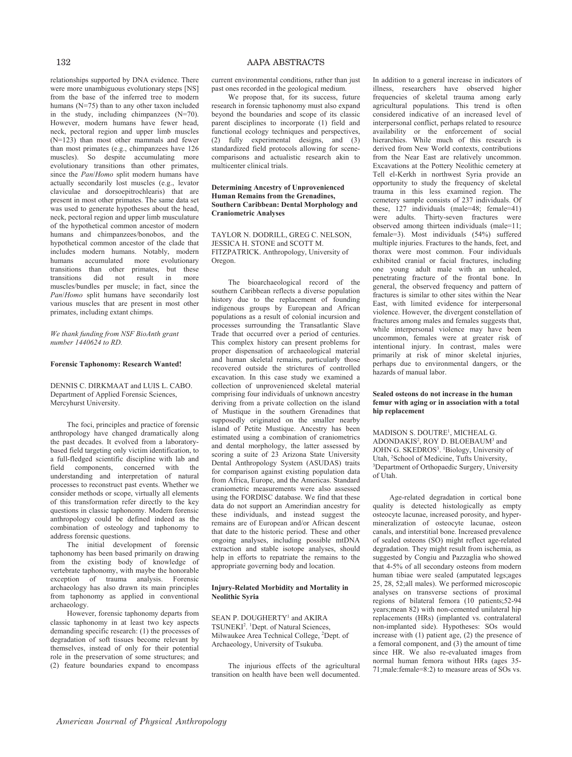relationships supported by DNA evidence. There were more unambiguous evolutionary steps [NS] from the base of the inferred tree to modern humans (N=75) than to any other taxon included in the study, including chimpanzees (N=70). However, modern humans have fewer head, neck, pectoral region and upper limb muscles (N=123) than most other mammals and fewer than most primates (e.g., chimpanzees have 126 muscles). So despite accumulating more evolutionary transitions than other primates, since the *Pan*/*Homo* split modern humans have actually secondarily lost muscles (e.g., levator claviculae and dorsoepitrochlearis) that are present in most other primates. The same data set was used to generate hypotheses about the head, neck, pectoral region and upper limb musculature of the hypothetical common ancestor of modern humans and chimpanzees/bonobos, and the hypothetical common ancestor of the clade that includes modern humans. Notably, modern humans accumulated more evolutionary transitions than other primates, but these transitions did not result in more muscles/bundles per muscle; in fact, since the *Pan*/*Homo* split humans have secondarily lost various muscles that are present in most other primates, including extant chimps.

*We thank funding from NSF BioAnth grant number 1440624 to RD.*

**Forensic Taphonomy: Research Wanted!**

DENNIS C. DIRKMAAT and LUIS L. CABO. Department of Applied Forensic Sciences, Mercyhurst University.

The foci, principles and practice of forensic anthropology have changed dramatically along the past decades. It evolved from a laboratory-based field targeting only victim identification, to a full-fledged scientific discipline with lab and field components, concerned with the understanding and interpretation of natural processes to reconstruct past events. Whether we consider methods or scope, virtually all elements of this transformation refer directly to the key questions in classic taphonomy. Modern forensic anthropology could be defined indeed as the combination of osteology and taphonomy to address forensic questions.

The initial development of forensic taphonomy has been based primarily on drawing from the existing body of knowledge of vertebrate taphonomy, with maybe the honorable exception of trauma analysis. Forensic archaeology has also drawn its main principles from taphonomy as applied in conventional archaeology.

However, forensic taphonomy departs from classic taphonomy in at least two key aspects demanding specific research: (1) the processes of degradation of soft tissues become relevant by themselves, instead of only for their potential role in the preservation of some structures; and (2) feature boundaries expand to encompass current environmental conditions, rather than just past ones recorded in the geological medium.

We propose that, for its success, future research in forensic taphonomy must also expand beyond the boundaries and scope of its classic parent disciplines to incorporate (1) field and functional ecology techniques and perspectives, (2) fully experimental designs, and (3) standardized field protocols allowing for scene-comparisons and actualistic research akin to multicenter clinical trials.

**Determining Ancestry of Unprovenienced Human Remains from the Grenadines, Southern Caribbean: Dental Morphology and Craniometric Analyses**

TAYLOR N. DODRILL, GREG C. NELSON, JESSICA H. STONE and SCOTT M. FITZPATRICK. Anthropology, University of Oregon.

The bioarchaeological record of the southern Caribbean reflects a diverse population history due to the replacement of founding indigenous groups by European and African populations as a result of colonial incursion and processes surrounding the Transatlantic Slave Trade that occurred over a period of centuries. This complex history can present problems for proper dispensation of archaeological material and human skeletal remains, particularly those recovered outside the strictures of controlled excavation. In this case study we examined a collection of unprovenienced skeletal material comprising four individuals of unknown ancestry deriving from a private collection on the island of Mustique in the southern Grenadines that supposedly originated on the smaller nearby island of Petite Mustique. Ancestry has been estimated using a combination of craniometrics and dental morphology, the latter assessed by scoring a suite of 23 Arizona State University Dental Anthropology System (ASUDAS) traits for comparison against existing population data from Africa, Europe, and the Americas. Standard craniometric measurements were also assessed using the FORDISC database. We find that these data do not support an Amerindian ancestry for these individuals, and instead suggest the remains are of European and/or African descent that date to the historic period. These and other ongoing analyses, including possible mtDNA extraction and stable isotope analyses, should help in efforts to repatriate the remains to the appropriate governing body and location.

**Injury-Related Morbidity and Mortality in Neolithic Syria**

SEAN P. DOUGHERTY[1] and AKIRA TSUNEKI[2]. [1]Dept. of Natural Sciences, Milwaukee Area Technical College, [2]Dept. of Archaeology, University of Tsukuba.

The injurious effects of the agricultural transition on health have been well documented. In addition to a general increase in indicators of illness, researchers have observed higher frequencies of skeletal trauma among early agricultural populations. This trend is often considered indicative of an increased level of interpersonal conflict, perhaps related to resource availability or the enforcement of social hierarchies. While much of this research is derived from New World contexts, contributions from the Near East are relatively uncommon. Excavations at the Pottery Neolithic cemetery at Tell el-Kerkh in northwest Syria provide an opportunity to study the frequency of skeletal trauma in this less examined region. The cemetery sample consists of 237 individuals. Of these, 127 individuals (male=48; female=41) were adults. Thirty-seven fractures were observed among thirteen individuals (male=11; female=3). Most individuals (54%) suffered multiple injuries. Fractures to the hands, feet, and thorax were most common. Four individuals exhibited cranial or facial fractures, including one young adult male with an unhealed, penetrating fracture of the frontal bone. In general, the observed frequency and pattern of fractures is similar to other sites within the Near East, with limited evidence for interpersonal violence. However, the divergent constellation of fractures among males and females suggests that, while interpersonal violence may have been uncommon, females were at greater risk of intentional injury. In contrast, males were primarily at risk of minor skeletal injuries, perhaps due to environmental dangers, or the hazards of manual labor.

**Sealed osteons do not increase in the human femur with aging or in association with a total hip replacement**

MADISON S. DOUTRE[1], MICHEAL G. ADONDAKIS[2], ROY D. BLOEBAUM[3] and JOHN G. SKEDROS[3]. [1]Biology, University of Utah, [2]School of Medicine, Tufts University, [3]Department of Orthopaedic Surgery, University of Utah.

Age-related degradation in cortical bone quality is detected histologically as empty osteocyte lacunae, increased porosity, and hyper-mineralization of osteocyte lacunae, osteon canals, and interstitial bone. Increased prevalence of sealed osteons (SO) might reflect age-related degradation. They might result from ischemia, as suggested by Congiu and Pazzaglia who showed that 4-5% of all secondary osteons from modern human tibiae were sealed (amputated legs;ages 25, 28, 52;all males). We performed microscopic analyses on transverse sections of proximal regions of bilateral femora (10 patients;52-94 years;mean 82) with non-cemented unilateral hip replacements (HRs) (implanted vs. contralateral non-implanted side). Hypotheses: SOs would increase with (1) patient age, (2) the presence of a femoral component, and (3) the amount of time since HR. We also re-evaluated images from normal human femora without HRs (ages 35-71;male:female=8:2) to measure areas of SOs vs.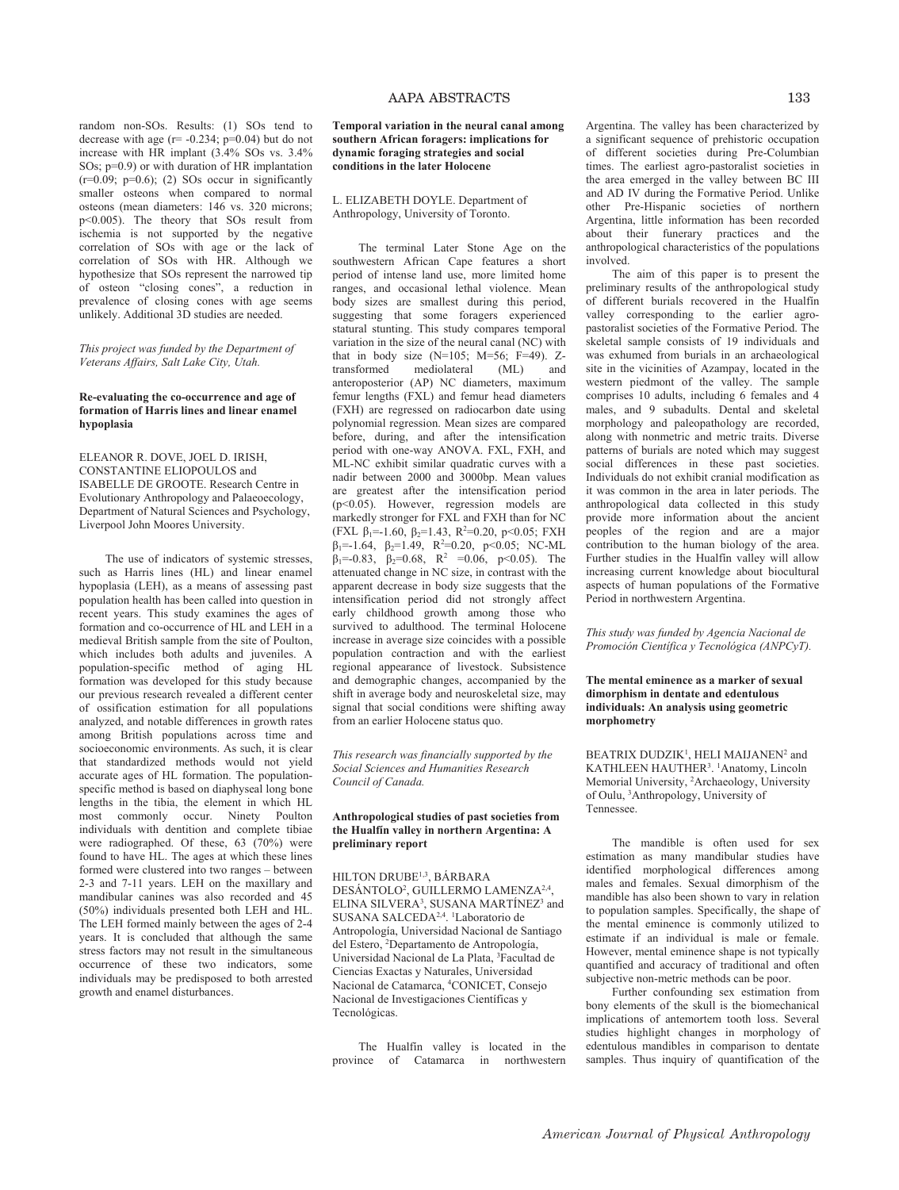random non-SOs. Results: (1) SOs tend to decrease with age ($r = -0.234$; $p=0.04$) but do not increase with HR implant (3.4% SOs vs. 3.4% SOs; $p=0.9$) or with duration of HR implantation ($r=0.09$; $p=0.6$); (2) SOs occur in significantly smaller osteons when compared to normal osteons (mean diameters: 146 vs. 320 microns; $p<0.005$). The theory that SOs result from ischemia is not supported by the negative correlation of SOs with age or the lack of correlation of SOs with HR. Although we hypothesize that SOs represent the narrowed tip of osteon "closing cones", a reduction in prevalence of closing cones with age seems unlikely. Additional 3D studies are needed.

*This project was funded by the Department of Veterans Affairs, Salt Lake City, Utah.*

**Re-evaluating the co-occurrence and age of formation of Harris lines and linear enamel hypoplasia**

ELEANOR R. DOVE, JOEL D. IRISH, CONSTANTINE ELIOPOULOS and ISABELLE DE GROOTE. Research Centre in Evolutionary Anthropology and Palaeoecology, Department of Natural Sciences and Psychology, Liverpool John Moores University.

The use of indicators of systemic stresses, such as Harris lines (HL) and linear enamel hypoplasia (LEH), as a means of assessing past population health has been called into question in recent years. This study examines the ages of formation and co-occurrence of HL and LEH in a medieval British sample from the site of Poulton, which includes both adults and juveniles. A population-specific method of aging HL formation was developed for this study because our previous research revealed a different center of ossification estimation for all populations analyzed, and notable differences in growth rates among British populations across time and socioeconomic environments. As such, it is clear that standardized methods would not yield accurate ages of HL formation. The population-specific method is based on diaphyseal long bone lengths in the tibia, the element in which HL most commonly occur. Ninety Poulton individuals with dentition and complete tibiae were radiographed. Of these, 63 (70%) were found to have HL. The ages at which these lines formed were clustered into two ranges – between 2-3 and 7-11 years. LEH on the maxillary and mandibular canines was also recorded and 45 (50%) individuals presented both LEH and HL. The LEH formed mainly between the ages of 2-4 years. It is concluded that although the same stress factors may not result in the simultaneous occurrence of these two indicators, some individuals may be predisposed to both arrested growth and enamel disturbances.

**Temporal variation in the neural canal among southern African foragers: implications for dynamic foraging strategies and social conditions in the later Holocene**

L. ELIZABETH DOYLE. Department of Anthropology, University of Toronto.

The terminal Later Stone Age on the southwestern African Cape features a short period of intense land use, more limited home ranges, and occasional lethal violence. Mean body sizes are smallest during this period, suggesting that some foragers experienced statural stunting. This study compares temporal variation in the size of the neural canal (NC) with that in body size (N=105; M=56; F=49). Z-transformed mediolateral (ML) and anteroposterior (AP) NC diameters, maximum femur lengths (FXL) and femur head diameters (FXH) are regressed on radiocarbon date using polynomial regression. Mean sizes are compared before, during, and after the intensification period with one-way ANOVA. FXL, FXH, and ML-NC exhibit similar quadratic curves with a nadir between 2000 and 3000bp. Mean values are greatest after the intensification period ($p<0.05$). However, regression models are markedly stronger for FXL and FXH than for NC (FXL $\beta_1=-1.60$, $\beta_2=1.43$, $R^2=0.20$, $p<0.05$; FXH $\beta_1=-1.64$, $\beta_2=1.49$, $R^2=0.20$, $p<0.05$; NC-ML $\beta_1=-0.83$, $\beta_2=0.68$, $R^2=0.06$, $p<0.05$). The attenuated change in NC size, in contrast with the apparent decrease in body size suggests that the intensification period did not strongly affect early childhood growth among those who survived to adulthood. The terminal Holocene increase in average size coincides with a possible population contraction and with the earliest regional appearance of livestock. Subsistence and demographic changes, accompanied by the shift in average body and neuroskeletal size, may signal that social conditions were shifting away from an earlier Holocene status quo.

*This research was financially supported by the Social Sciences and Humanities Research Council of Canada.*

**Anthropological studies of past societies from the Hualfín valley in northern Argentina: A preliminary report**

HILTON DRUBE[1,3], BÁRBARA DESÁNTOLO[2], GUILLERMO LAMENZA[2,4], ELINA SILVERA[3], SUSANA MARTÍNEZ[3] and SUSANA SALCEDA[2,4]. [1]Laboratorio de Antropología, Universidad Nacional de Santiago del Estero, [2]Departamento de Antropología, Universidad Nacional de La Plata, [3]Facultad de Ciencias Exactas y Naturales, Universidad Nacional de Catamarca, [4]CONICET, Consejo Nacional de Investigaciones Científicas y Tecnológicas.

The Hualfín valley is located in the province of Catamarca in northwestern Argentina. The valley has been characterized by a significant sequence of prehistoric occupation of different societies during Pre-Columbian times. The earliest agro-pastoralist societies in the area emerged in the valley between BC III and AD IV during the Formative Period. Unlike other Pre-Hispanic societies of northern Argentina, little information has been recorded about their funerary practices and the anthropological characteristics of the populations involved.

The aim of this paper is to present the preliminary results of the anthropological study of different burials recovered in the Hualfín valley corresponding to the earlier agro-pastoralist societies of the Formative Period. The skeletal sample consists of 19 individuals and was exhumed from burials in an archaeological site in the vicinities of Azampay, located in the western piedmont of the valley. The sample comprises 10 adults, including 6 females and 4 males, and 9 subadults. Dental and skeletal morphology and paleopathology are recorded, along with nonmetric and metric traits. Diverse patterns of burials are noted which may suggest social differences in these past societies. Individuals do not exhibit cranial modification as it was common in the area in later periods. The anthropological data collected in this study provide more information about the ancient peoples of the region and are a major contribution to the human biology of the area. Further studies in the Hualfín valley will allow increasing current knowledge about biocultural aspects of human populations of the Formative Period in northwestern Argentina.

*This study was funded by Agencia Nacional de Promoción Científica y Tecnológica (ANPCyT).*

**The mental eminence as a marker of sexual dimorphism in dentate and edentulous individuals: An analysis using geometric morphometry**

BEATRIX DUDZIK[1], HELI MAIJANEN[2] and KATHLEEN HAUTHER[3]. [1]Anatomy, Lincoln Memorial University, [2]Archaeology, University of Oulu, [3]Anthropology, University of Tennessee.

The mandible is often used for sex estimation as many mandibular studies have identified morphological differences among males and females. Sexual dimorphism of the mandible has also been shown to vary in relation to population samples. Specifically, the shape of the mental eminence is commonly utilized to estimate if an individual is male or female. However, mental eminence shape is not typically quantified and accuracy of traditional and often subjective non-metric methods can be poor.

Further confounding sex estimation from bony elements of the skull is the biomechanical implications of antemortem tooth loss. Several studies highlight changes in morphology of edentulous mandibles in comparison to dentate samples. Thus inquiry of quantification of the